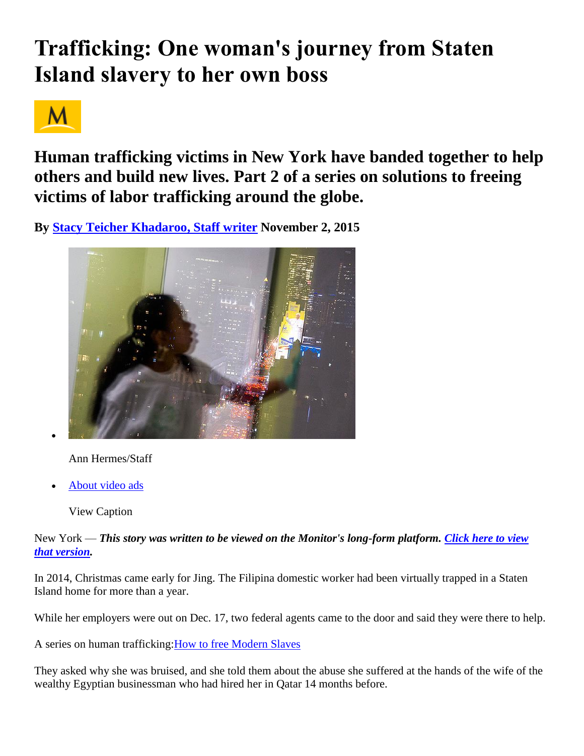# Trafficking: One woman's journey from Staten Island slavery to her own boss

## Human trafficking victims in New York have banded together to help others and build new lives. Part 2 of a series on solutions to freeing victims of labor trafficking around the globe.

**By [Stacy Teicher Khadaroo, Staff writer] November 2, 2015**

- Ann Hermes/Staff
- About video ads

  View Caption

New York — ***This story was written to be viewed on the Monitor's long-form platform. Click here to view that version.***

In 2014, Christmas came early for Jing. The Filipina domestic worker had been virtually trapped in a Staten Island home for more than a year.

While her employers were out on Dec. 17, two federal agents came to the door and said they were there to help.

A series on human trafficking: How to free Modern Slaves

They asked why she was bruised, and she told them about the abuse she suffered at the hands of the wife of the wealthy Egyptian businessman who had hired her in Qatar 14 months before.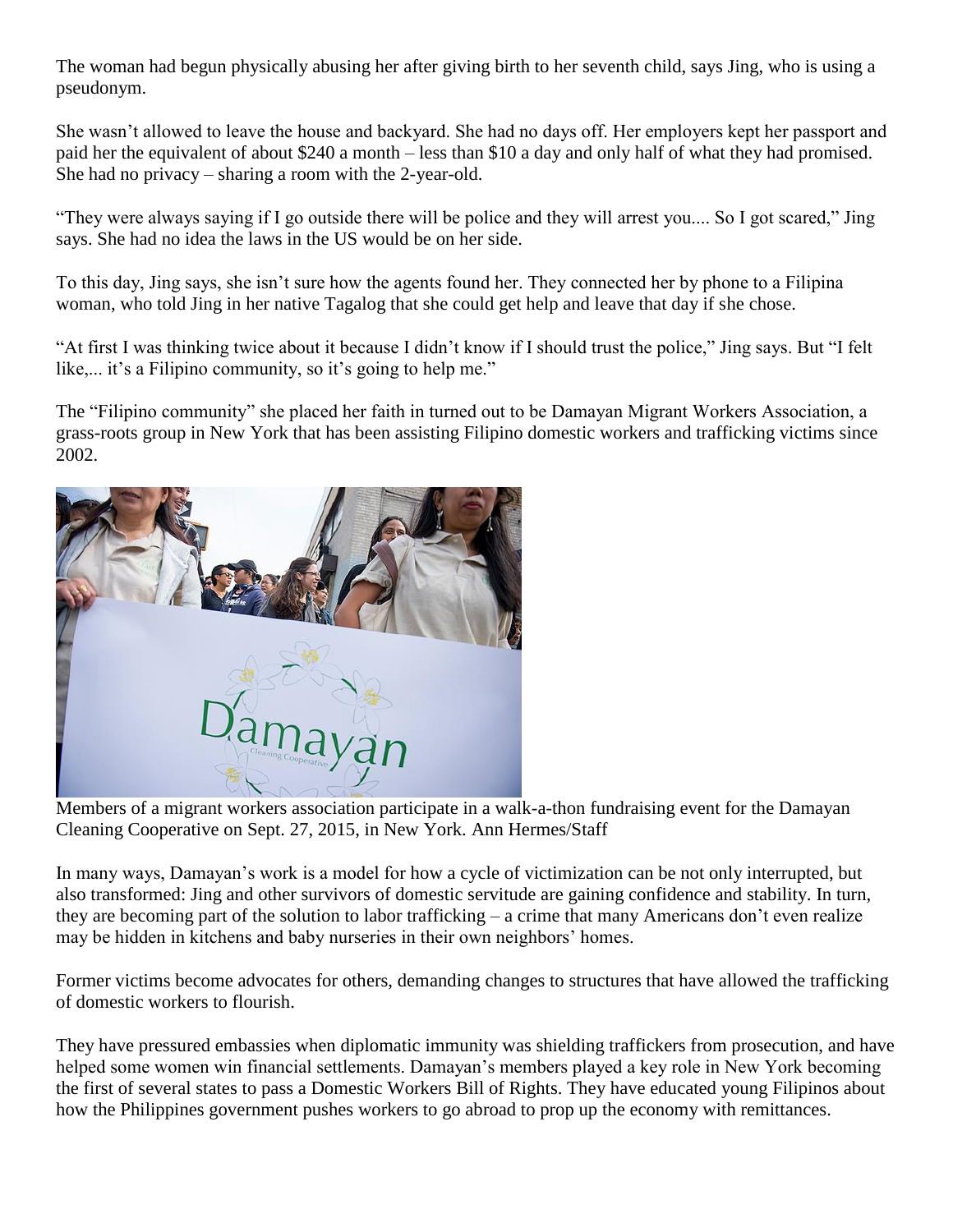The woman had begun physically abusing her after giving birth to her seventh child, says Jing, who is using a pseudonym.

She wasn't allowed to leave the house and backyard. She had no days off. Her employers kept her passport and paid her the equivalent of about $240 a month – less than $10 a day and only half of what they had promised. She had no privacy – sharing a room with the 2-year-old.

"They were always saying if I go outside there will be police and they will arrest you.... So I got scared," Jing says. She had no idea the laws in the US would be on her side.

To this day, Jing says, she isn't sure how the agents found her. They connected her by phone to a Filipina woman, who told Jing in her native Tagalog that she could get help and leave that day if she chose.

"At first I was thinking twice about it because I didn't know if I should trust the police," Jing says. But "I felt like,... it's a Filipino community, so it's going to help me."

The "Filipino community" she placed her faith in turned out to be Damayan Migrant Workers Association, a grass-roots group in New York that has been assisting Filipino domestic workers and trafficking victims since 2002.

Members of a migrant workers association participate in a walk-a-thon fundraising event for the Damayan Cleaning Cooperative on Sept. 27, 2015, in New York. Ann Hermes/Staff

In many ways, Damayan's work is a model for how a cycle of victimization can be not only interrupted, but also transformed: Jing and other survivors of domestic servitude are gaining confidence and stability. In turn, they are becoming part of the solution to labor trafficking – a crime that many Americans don't even realize may be hidden in kitchens and baby nurseries in their own neighbors' homes.

Former victims become advocates for others, demanding changes to structures that have allowed the trafficking of domestic workers to flourish.

They have pressured embassies when diplomatic immunity was shielding traffickers from prosecution, and have helped some women win financial settlements. Damayan's members played a key role in New York becoming the first of several states to pass a Domestic Workers Bill of Rights. They have educated young Filipinos about how the Philippines government pushes workers to go abroad to prop up the economy with remittances.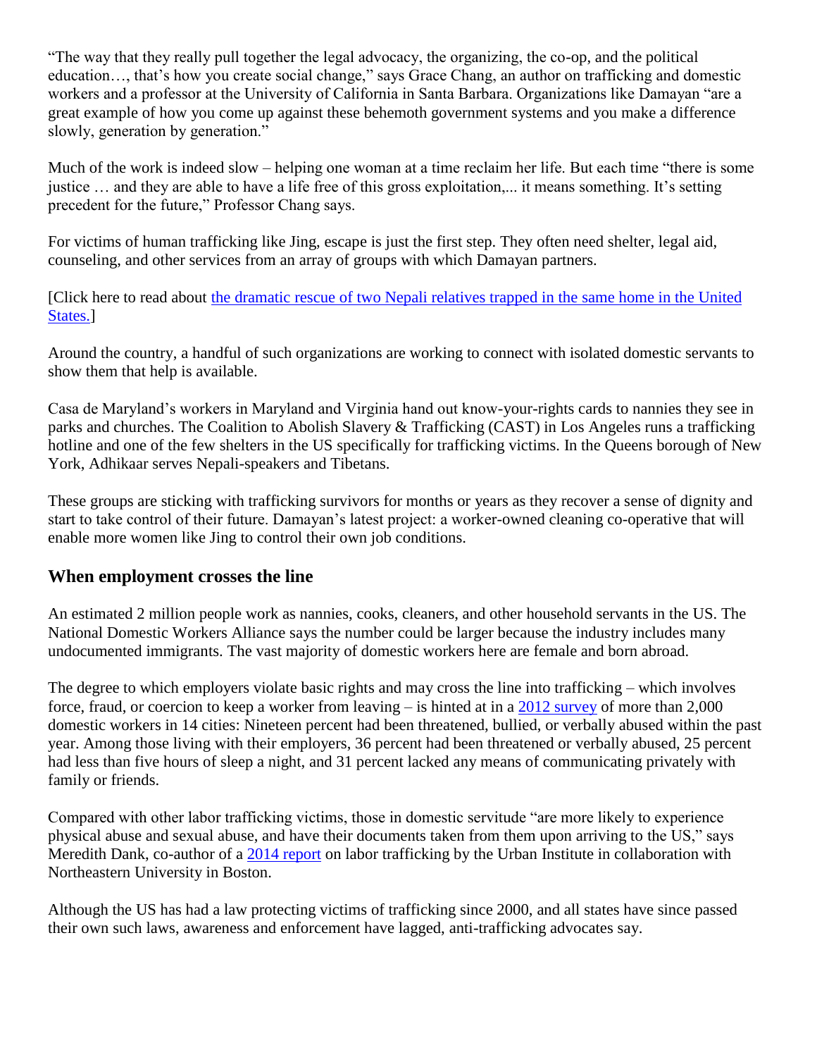"The way that they really pull together the legal advocacy, the organizing, the co-op, and the political education…, that's how you create social change," says Grace Chang, an author on trafficking and domestic workers and a professor at the University of California in Santa Barbara. Organizations like Damayan "are a great example of how you come up against these behemoth government systems and you make a difference slowly, generation by generation."

Much of the work is indeed slow – helping one woman at a time reclaim her life. But each time "there is some justice … and they are able to have a life free of this gross exploitation,... it means something. It's setting precedent for the future," Professor Chang says.

For victims of human trafficking like Jing, escape is just the first step. They often need shelter, legal aid, counseling, and other services from an array of groups with which Damayan partners.

[Click here to read about the dramatic rescue of two Nepali relatives trapped in the same home in the United States.]

Around the country, a handful of such organizations are working to connect with isolated domestic servants to show them that help is available.

Casa de Maryland's workers in Maryland and Virginia hand out know-your-rights cards to nannies they see in parks and churches. The Coalition to Abolish Slavery & Trafficking (CAST) in Los Angeles runs a trafficking hotline and one of the few shelters in the US specifically for trafficking victims. In the Queens borough of New York, Adhikaar serves Nepali-speakers and Tibetans.

These groups are sticking with trafficking survivors for months or years as they recover a sense of dignity and start to take control of their future. Damayan's latest project: a worker-owned cleaning co-operative that will enable more women like Jing to control their own job conditions.

## When employment crosses the line

An estimated 2 million people work as nannies, cooks, cleaners, and other household servants in the US. The National Domestic Workers Alliance says the number could be larger because the industry includes many undocumented immigrants. The vast majority of domestic workers here are female and born abroad.

The degree to which employers violate basic rights and may cross the line into trafficking – which involves force, fraud, or coercion to keep a worker from leaving – is hinted at in a 2012 survey of more than 2,000 domestic workers in 14 cities: Nineteen percent had been threatened, bullied, or verbally abused within the past year. Among those living with their employers, 36 percent had been threatened or verbally abused, 25 percent had less than five hours of sleep a night, and 31 percent lacked any means of communicating privately with family or friends.

Compared with other labor trafficking victims, those in domestic servitude "are more likely to experience physical abuse and sexual abuse, and have their documents taken from them upon arriving to the US," says Meredith Dank, co-author of a 2014 report on labor trafficking by the Urban Institute in collaboration with Northeastern University in Boston.

Although the US has had a law protecting victims of trafficking since 2000, and all states have since passed their own such laws, awareness and enforcement have lagged, anti-trafficking advocates say.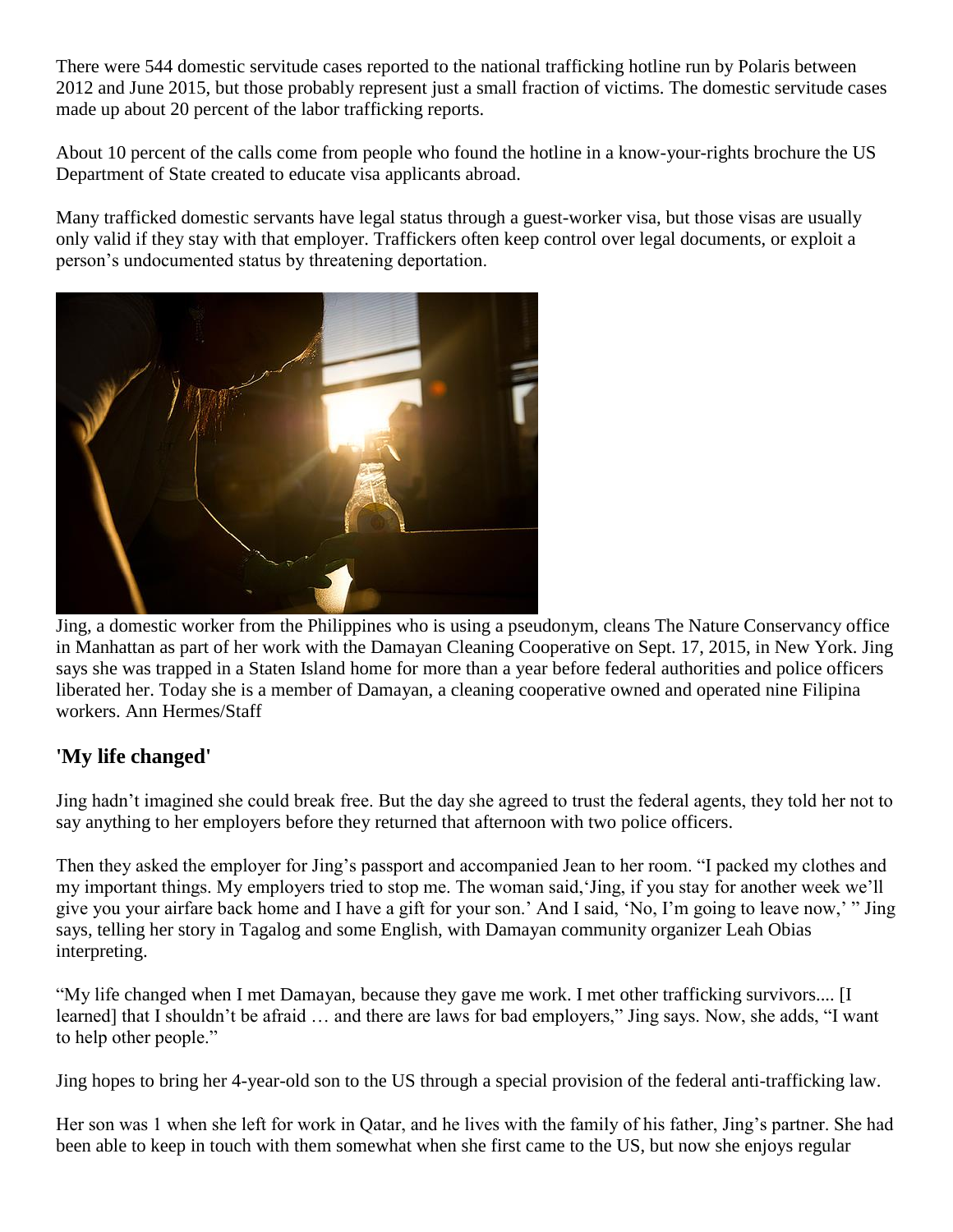There were 544 domestic servitude cases reported to the national trafficking hotline run by Polaris between 2012 and June 2015, but those probably represent just a small fraction of victims. The domestic servitude cases made up about 20 percent of the labor trafficking reports.

About 10 percent of the calls come from people who found the hotline in a know-your-rights brochure the US Department of State created to educate visa applicants abroad.

Many trafficked domestic servants have legal status through a guest-worker visa, but those visas are usually only valid if they stay with that employer. Traffickers often keep control over legal documents, or exploit a person's undocumented status by threatening deportation.

Jing, a domestic worker from the Philippines who is using a pseudonym, cleans The Nature Conservancy office in Manhattan as part of her work with the Damayan Cleaning Cooperative on Sept. 17, 2015, in New York. Jing says she was trapped in a Staten Island home for more than a year before federal authorities and police officers liberated her. Today she is a member of Damayan, a cleaning cooperative owned and operated nine Filipina workers. Ann Hermes/Staff

## 'My life changed'

Jing hadn't imagined she could break free. But the day she agreed to trust the federal agents, they told her not to say anything to her employers before they returned that afternoon with two police officers.

Then they asked the employer for Jing's passport and accompanied Jean to her room. "I packed my clothes and my important things. My employers tried to stop me. The woman said,'Jing, if you stay for another week we'll give you your airfare back home and I have a gift for your son.' And I said, 'No, I'm going to leave now,' " Jing says, telling her story in Tagalog and some English, with Damayan community organizer Leah Obias interpreting.

"My life changed when I met Damayan, because they gave me work. I met other trafficking survivors.... [I learned] that I shouldn't be afraid … and there are laws for bad employers," Jing says. Now, she adds, "I want to help other people."

Jing hopes to bring her 4-year-old son to the US through a special provision of the federal anti-trafficking law.

Her son was 1 when she left for work in Qatar, and he lives with the family of his father, Jing's partner. She had been able to keep in touch with them somewhat when she first came to the US, but now she enjoys regular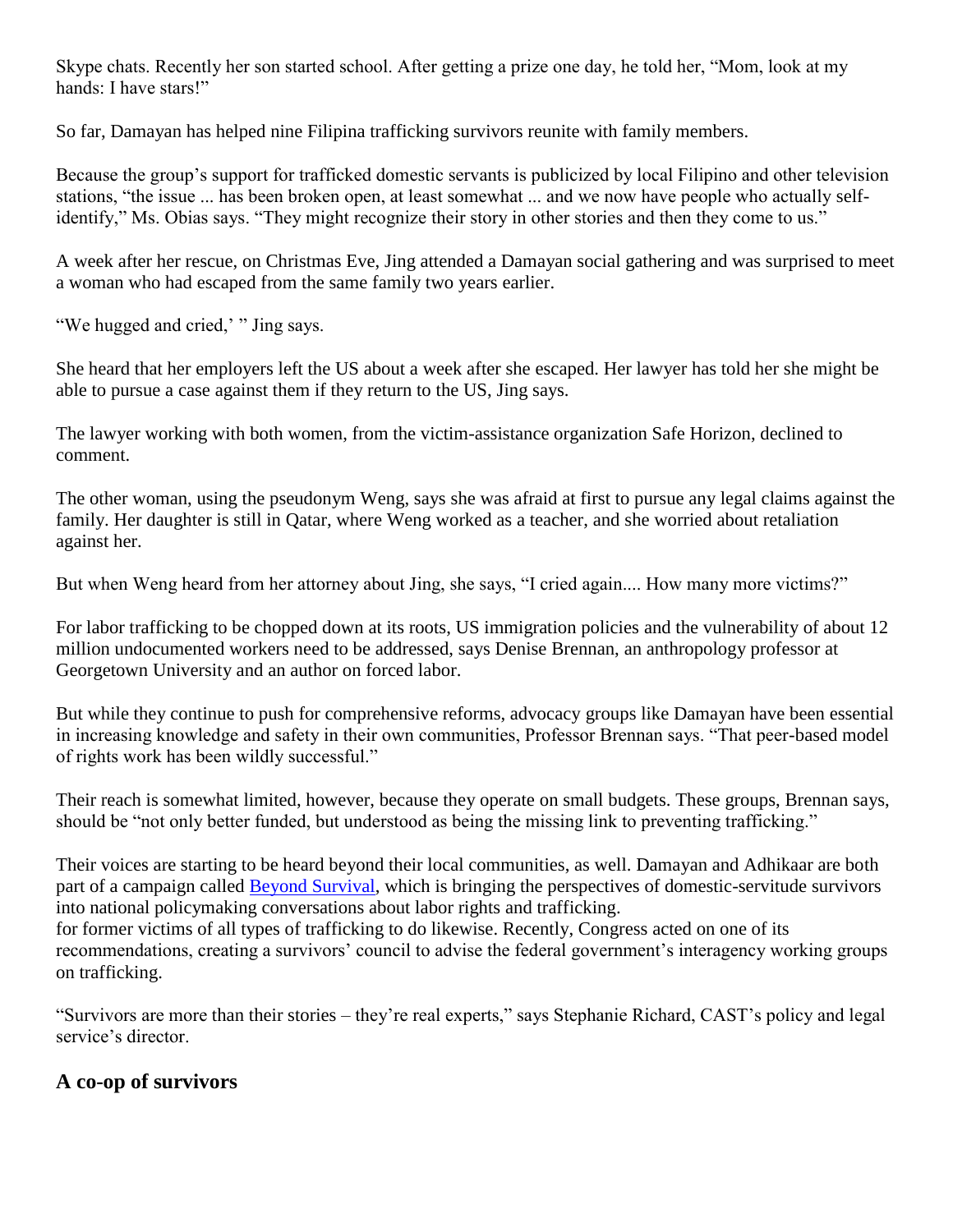Skype chats. Recently her son started school. After getting a prize one day, he told her, "Mom, look at my hands: I have stars!"

So far, Damayan has helped nine Filipina trafficking survivors reunite with family members.

Because the group's support for trafficked domestic servants is publicized by local Filipino and other television stations, "the issue ... has been broken open, at least somewhat ... and we now have people who actually self-identify," Ms. Obias says. "They might recognize their story in other stories and then they come to us."

A week after her rescue, on Christmas Eve, Jing attended a Damayan social gathering and was surprised to meet a woman who had escaped from the same family two years earlier.

"We hugged and cried,' " Jing says.

She heard that her employers left the US about a week after she escaped. Her lawyer has told her she might be able to pursue a case against them if they return to the US, Jing says.

The lawyer working with both women, from the victim-assistance organization Safe Horizon, declined to comment.

The other woman, using the pseudonym Weng, says she was afraid at first to pursue any legal claims against the family. Her daughter is still in Qatar, where Weng worked as a teacher, and she worried about retaliation against her.

But when Weng heard from her attorney about Jing, she says, "I cried again.... How many more victims?"

For labor trafficking to be chopped down at its roots, US immigration policies and the vulnerability of about 12 million undocumented workers need to be addressed, says Denise Brennan, an anthropology professor at Georgetown University and an author on forced labor.

But while they continue to push for comprehensive reforms, advocacy groups like Damayan have been essential in increasing knowledge and safety in their own communities, Professor Brennan says. "That peer-based model of rights work has been wildly successful."

Their reach is somewhat limited, however, because they operate on small budgets. These groups, Brennan says, should be "not only better funded, but understood as being the missing link to preventing trafficking."

Their voices are starting to be heard beyond their local communities, as well. Damayan and Adhikaar are both part of a campaign called Beyond Survival, which is bringing the perspectives of domestic-servitude survivors into national policymaking conversations about labor rights and trafficking.
for former victims of all types of trafficking to do likewise. Recently, Congress acted on one of its recommendations, creating a survivors' council to advise the federal government's interagency working groups on trafficking.

"Survivors are more than their stories – they're real experts," says Stephanie Richard, CAST's policy and legal service's director.

## A co-op of survivors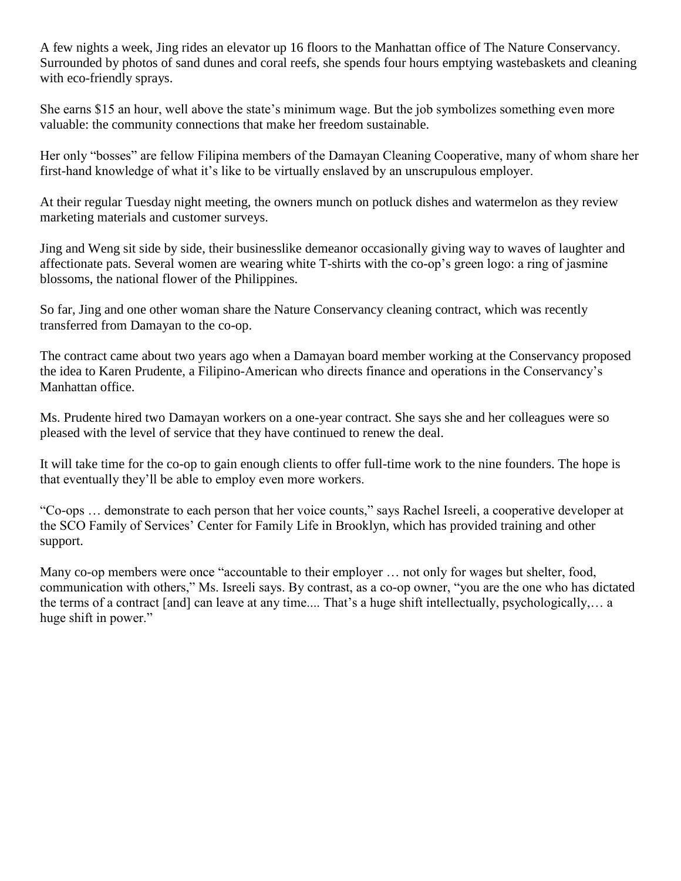A few nights a week, Jing rides an elevator up 16 floors to the Manhattan office of The Nature Conservancy. Surrounded by photos of sand dunes and coral reefs, she spends four hours emptying wastebaskets and cleaning with eco-friendly sprays.

She earns $15 an hour, well above the state's minimum wage. But the job symbolizes something even more valuable: the community connections that make her freedom sustainable.

Her only "bosses" are fellow Filipina members of the Damayan Cleaning Cooperative, many of whom share her first-hand knowledge of what it's like to be virtually enslaved by an unscrupulous employer.

At their regular Tuesday night meeting, the owners munch on potluck dishes and watermelon as they review marketing materials and customer surveys.

Jing and Weng sit side by side, their businesslike demeanor occasionally giving way to waves of laughter and affectionate pats. Several women are wearing white T-shirts with the co-op's green logo: a ring of jasmine blossoms, the national flower of the Philippines.

So far, Jing and one other woman share the Nature Conservancy cleaning contract, which was recently transferred from Damayan to the co-op.

The contract came about two years ago when a Damayan board member working at the Conservancy proposed the idea to Karen Prudente, a Filipino-American who directs finance and operations in the Conservancy's Manhattan office.

Ms. Prudente hired two Damayan workers on a one-year contract. She says she and her colleagues were so pleased with the level of service that they have continued to renew the deal.

It will take time for the co-op to gain enough clients to offer full-time work to the nine founders. The hope is that eventually they'll be able to employ even more workers.

"Co-ops … demonstrate to each person that her voice counts," says Rachel Isreeli, a cooperative developer at the SCO Family of Services' Center for Family Life in Brooklyn, which has provided training and other support.

Many co-op members were once "accountable to their employer … not only for wages but shelter, food, communication with others," Ms. Isreeli says. By contrast, as a co-op owner, "you are the one who has dictated the terms of a contract [and] can leave at any time.... That's a huge shift intellectually, psychologically,… a huge shift in power."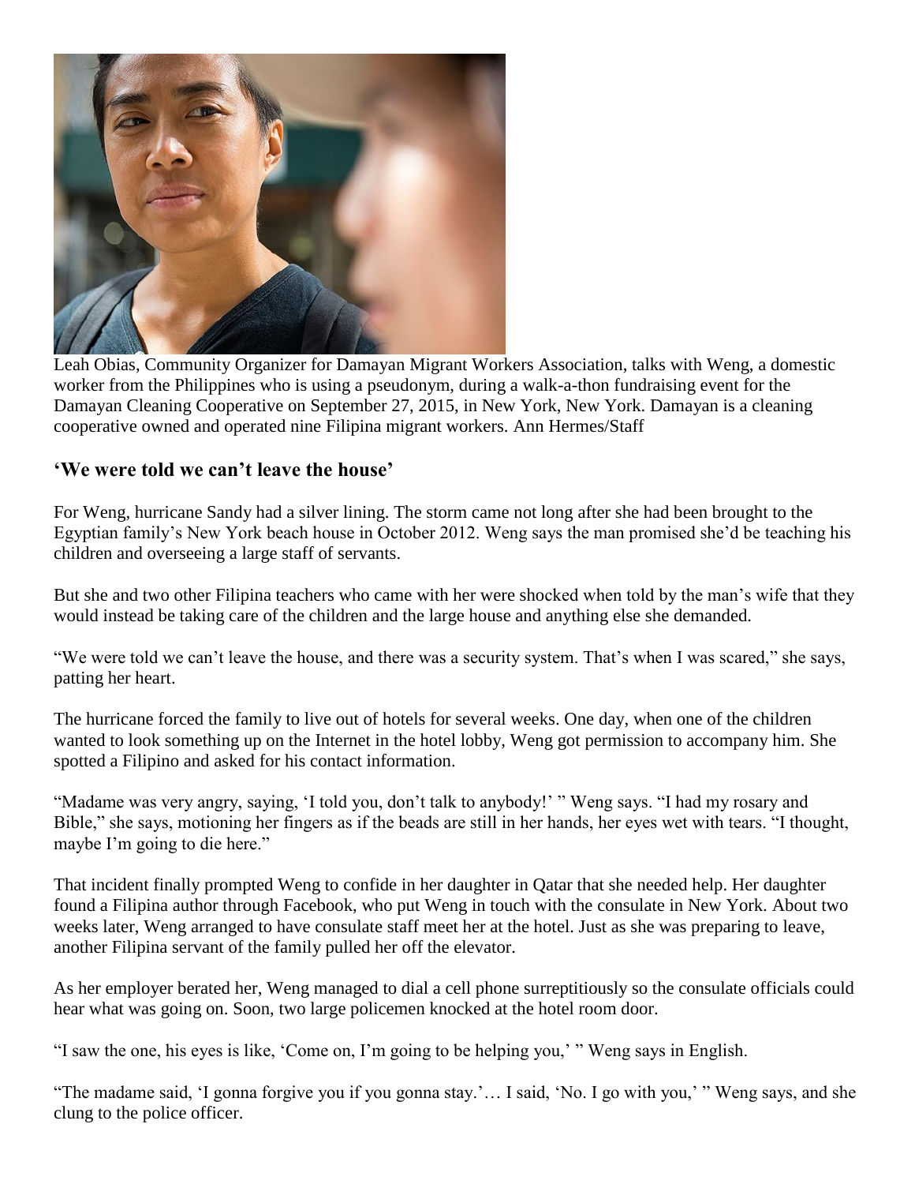Leah Obias, Community Organizer for Damayan Migrant Workers Association, talks with Weng, a domestic worker from the Philippines who is using a pseudonym, during a walk-a-thon fundraising event for the Damayan Cleaning Cooperative on September 27, 2015, in New York, New York. Damayan is a cleaning cooperative owned and operated nine Filipina migrant workers. Ann Hermes/Staff

## 'We were told we can't leave the house'

For Weng, hurricane Sandy had a silver lining. The storm came not long after she had been brought to the Egyptian family's New York beach house in October 2012. Weng says the man promised she'd be teaching his children and overseeing a large staff of servants.

But she and two other Filipina teachers who came with her were shocked when told by the man's wife that they would instead be taking care of the children and the large house and anything else she demanded.

"We were told we can't leave the house, and there was a security system. That's when I was scared," she says, patting her heart.

The hurricane forced the family to live out of hotels for several weeks. One day, when one of the children wanted to look something up on the Internet in the hotel lobby, Weng got permission to accompany him. She spotted a Filipino and asked for his contact information.

"Madame was very angry, saying, 'I told you, don't talk to anybody!' " Weng says. "I had my rosary and Bible," she says, motioning her fingers as if the beads are still in her hands, her eyes wet with tears. "I thought, maybe I'm going to die here."

That incident finally prompted Weng to confide in her daughter in Qatar that she needed help. Her daughter found a Filipina author through Facebook, who put Weng in touch with the consulate in New York. About two weeks later, Weng arranged to have consulate staff meet her at the hotel. Just as she was preparing to leave, another Filipina servant of the family pulled her off the elevator.

As her employer berated her, Weng managed to dial a cell phone surreptitiously so the consulate officials could hear what was going on. Soon, two large policemen knocked at the hotel room door.

"I saw the one, his eyes is like, 'Come on, I'm going to be helping you,' " Weng says in English.

"The madame said, 'I gonna forgive you if you gonna stay.'… I said, 'No. I go with you,' " Weng says, and she clung to the police officer.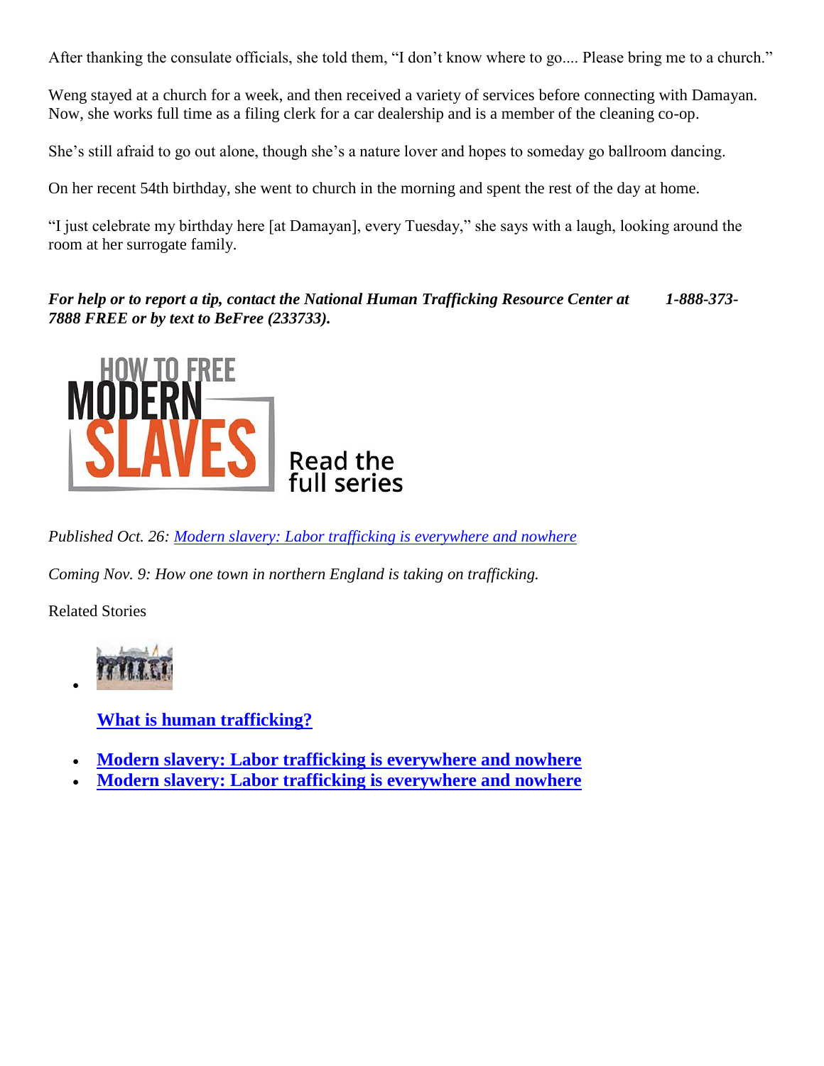After thanking the consulate officials, she told them, “I don’t know where to go.... Please bring me to a church.”

Weng stayed at a church for a week, and then received a variety of services before connecting with Damayan. Now, she works full time as a filing clerk for a car dealership and is a member of the cleaning co-op.

She’s still afraid to go out alone, though she’s a nature lover and hopes to someday go ballroom dancing.

On her recent 54th birthday, she went to church in the morning and spent the rest of the day at home.

“I just celebrate my birthday here [at Damayan], every Tuesday,” she says with a laugh, looking around the room at her surrogate family.

***For help or to report a tip, contact the National Human Trafficking Resource Center at 1-888-373-7888 FREE or by text to BeFree (233733).***

HOW TO FREE MODERN SLAVES

Read the full series

*Published Oct. 26: Modern slavery: Labor trafficking is everywhere and nowhere*

*Coming Nov. 9: How one town in northern England is taking on trafficking.*

Related Stories

- **What is human trafficking?**
- **Modern slavery: Labor trafficking is everywhere and nowhere**
- **Modern slavery: Labor trafficking is everywhere and nowhere**